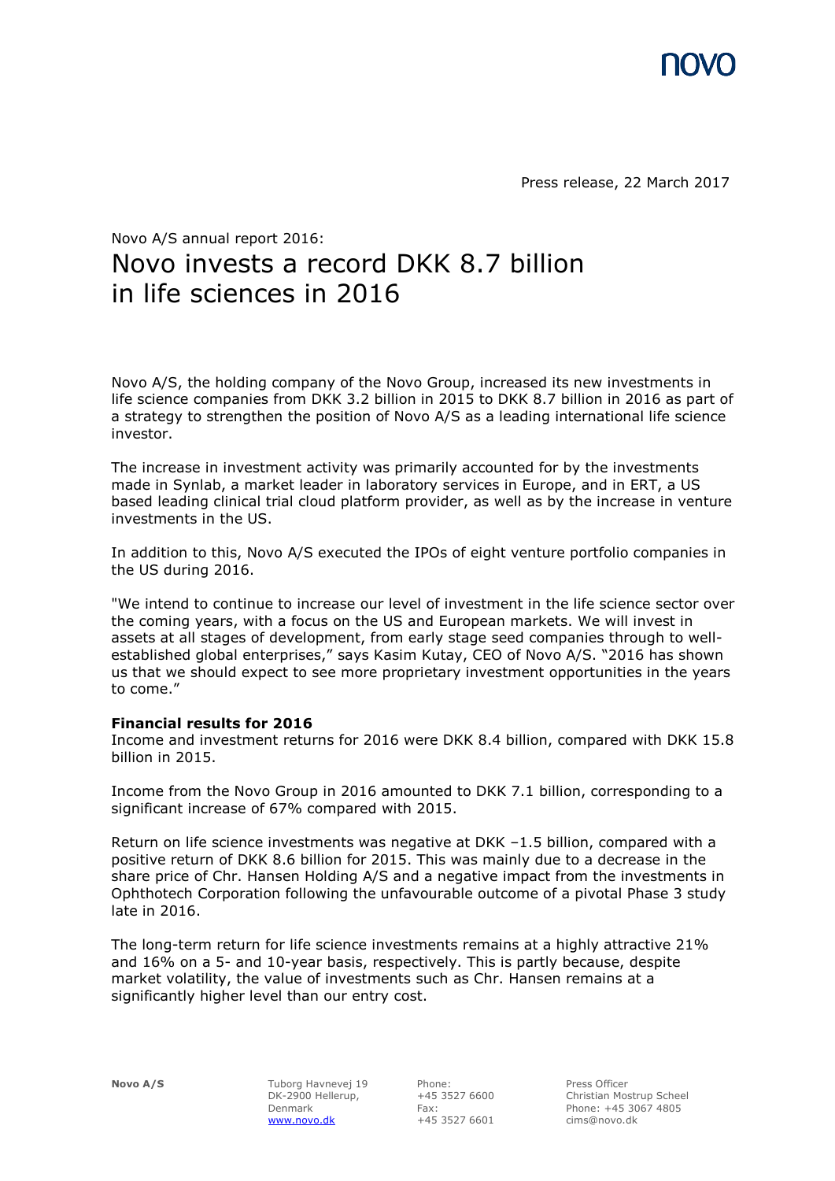Press release, 22 March 2017

Novo A/S annual report 2016:

# Novo invests a record DKK 8.7 billion in life sciences in 2016

Novo A/S, the holding company of the Novo Group, increased its new investments in life science companies from DKK 3.2 billion in 2015 to DKK 8.7 billion in 2016 as part of a strategy to strengthen the position of Novo A/S as a leading international life science investor.

The increase in investment activity was primarily accounted for by the investments made in Synlab, a market leader in laboratory services in Europe, and in ERT, a US based leading clinical trial cloud platform provider, as well as by the increase in venture investments in the US.

In addition to this, Novo A/S executed the IPOs of eight venture portfolio companies in the US during 2016.

"We intend to continue to increase our level of investment in the life science sector over the coming years, with a focus on the US and European markets. We will invest in assets at all stages of development, from early stage seed companies through to well-established global enterprises," says Kasim Kutay, CEO of Novo A/S. "2016 has shown us that we should expect to see more proprietary investment opportunities in the years to come."

**Financial results for 2016**

Income and investment returns for 2016 were DKK 8.4 billion, compared with DKK 15.8 billion in 2015.

Income from the Novo Group in 2016 amounted to DKK 7.1 billion, corresponding to a significant increase of 67% compared with 2015.

Return on life science investments was negative at DKK –1.5 billion, compared with a positive return of DKK 8.6 billion for 2015. This was mainly due to a decrease in the share price of Chr. Hansen Holding A/S and a negative impact from the investments in Ophthotech Corporation following the unfavourable outcome of a pivotal Phase 3 study late in 2016.

The long-term return for life science investments remains at a highly attractive 21% and 16% on a 5- and 10-year basis, respectively. This is partly because, despite market volatility, the value of investments such as Chr. Hansen remains at a significantly higher level than our entry cost.

**Novo A/S** Tuborg Havnevej 19, DK-2900 Hellerup, Denmark, www.novo.dk | Phone: +45 3527 6600 | Fax: +45 3527 6601 | Press Officer Christian Mostrup Scheel, Phone: +45 3067 4805, cims@novo.dk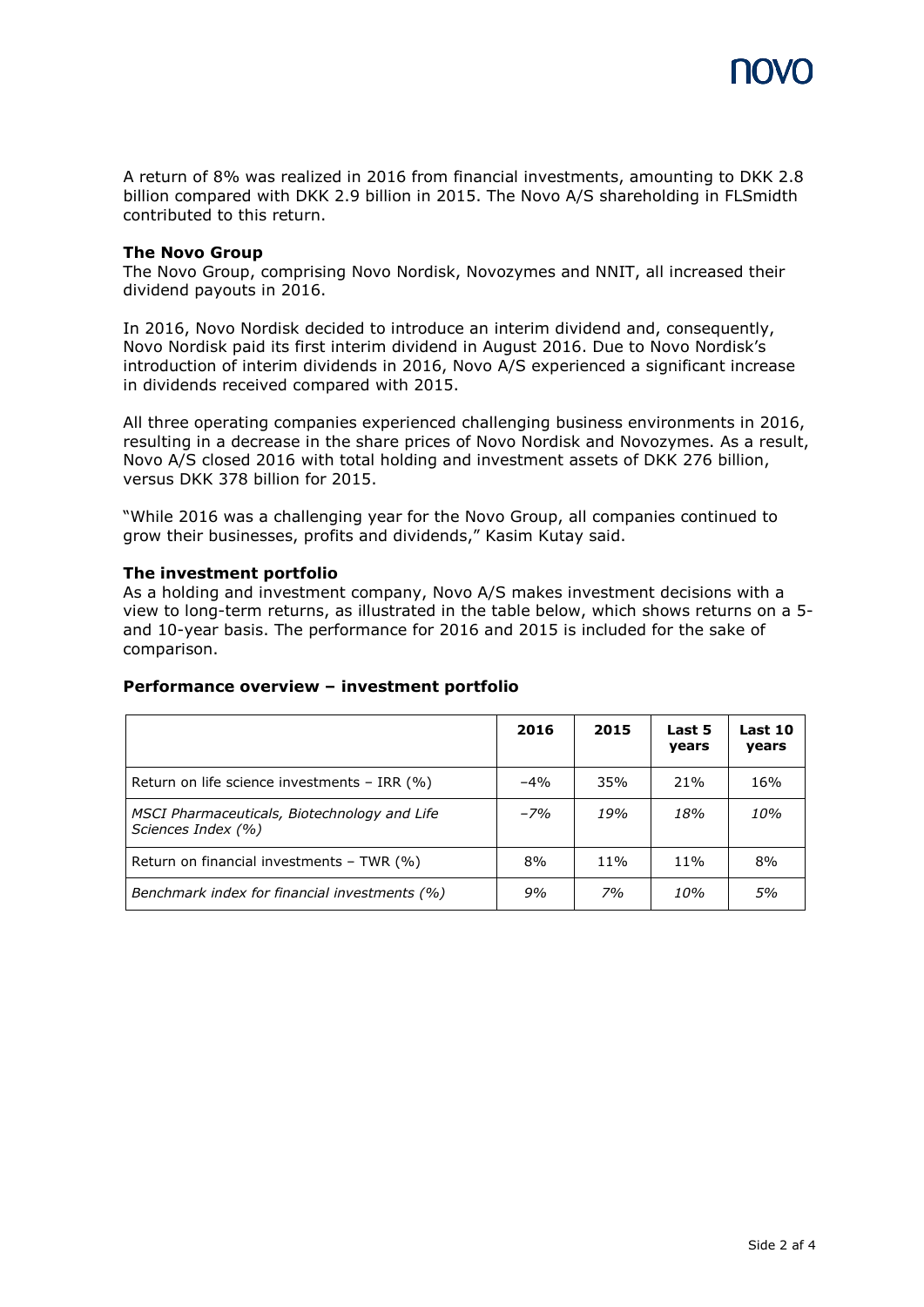A return of 8% was realized in 2016 from financial investments, amounting to DKK 2.8 billion compared with DKK 2.9 billion in 2015. The Novo A/S shareholding in FLSmidth contributed to this return.

**The Novo Group**

The Novo Group, comprising Novo Nordisk, Novozymes and NNIT, all increased their dividend payouts in 2016.

In 2016, Novo Nordisk decided to introduce an interim dividend and, consequently, Novo Nordisk paid its first interim dividend in August 2016. Due to Novo Nordisk's introduction of interim dividends in 2016, Novo A/S experienced a significant increase in dividends received compared with 2015.

All three operating companies experienced challenging business environments in 2016, resulting in a decrease in the share prices of Novo Nordisk and Novozymes. As a result, Novo A/S closed 2016 with total holding and investment assets of DKK 276 billion, versus DKK 378 billion for 2015.

"While 2016 was a challenging year for the Novo Group, all companies continued to grow their businesses, profits and dividends," Kasim Kutay said.

**The investment portfolio**

As a holding and investment company, Novo A/S makes investment decisions with a view to long-term returns, as illustrated in the table below, which shows returns on a 5- and 10-year basis. The performance for 2016 and 2015 is included for the sake of comparison.

**Performance overview – investment portfolio**

| | 2016 | 2015 | Last 5 years | Last 10 years |
|---|---|---|---|---|
| Return on life science investments – IRR (%) | –4% | 35% | 21% | 16% |
| *MSCI Pharmaceuticals, Biotechnology and Life Sciences Index (%)* | *–7%* | *19%* | *18%* | *10%* |
| Return on financial investments – TWR (%) | 8% | 11% | 11% | 8% |
| *Benchmark index for financial investments (%)* | *9%* | *7%* | *10%* | *5%* |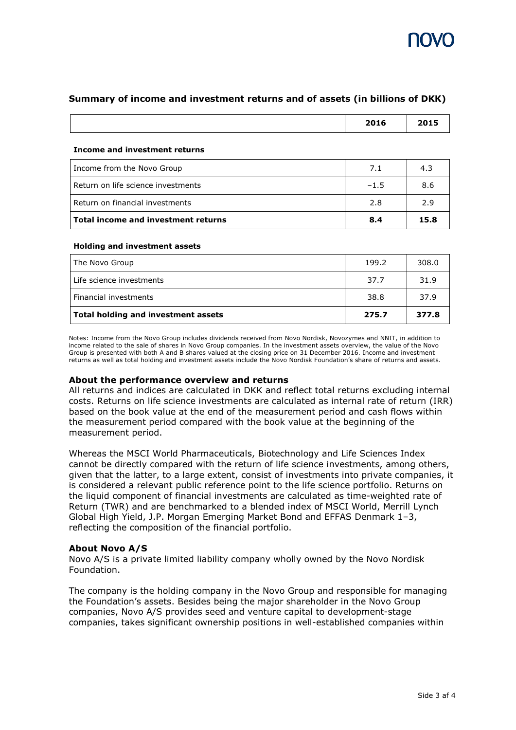## Summary of income and investment returns and of assets (in billions of DKK)

| | 2016 | 2015 |
|---|---|---|
| **Income and investment returns** | | |
| Income from the Novo Group | 7.1 | 4.3 |
| Return on life science investments | −1.5 | 8.6 |
| Return on financial investments | 2.8 | 2.9 |
| **Total income and investment returns** | **8.4** | **15.8** |
| **Holding and investment assets** | | |
| The Novo Group | 199.2 | 308.0 |
| Life science investments | 37.7 | 31.9 |
| Financial investments | 38.8 | 37.9 |
| **Total holding and investment assets** | **275.7** | **377.8** |

Notes: Income from the Novo Group includes dividends received from Novo Nordisk, Novozymes and NNIT, in addition to income related to the sale of shares in Novo Group companies. In the investment assets overview, the value of the Novo Group is presented with both A and B shares valued at the closing price on 31 December 2016. Income and investment returns as well as total holding and investment assets include the Novo Nordisk Foundation's share of returns and assets.

### About the performance overview and returns

All returns and indices are calculated in DKK and reflect total returns excluding internal costs. Returns on life science investments are calculated as internal rate of return (IRR) based on the book value at the end of the measurement period and cash flows within the measurement period compared with the book value at the beginning of the measurement period.

Whereas the MSCI World Pharmaceuticals, Biotechnology and Life Sciences Index cannot be directly compared with the return of life science investments, among others, given that the latter, to a large extent, consist of investments into private companies, it is considered a relevant public reference point to the life science portfolio. Returns on the liquid component of financial investments are calculated as time-weighted rate of Return (TWR) and are benchmarked to a blended index of MSCI World, Merrill Lynch Global High Yield, J.P. Morgan Emerging Market Bond and EFFAS Denmark 1–3, reflecting the composition of the financial portfolio.

### About Novo A/S

Novo A/S is a private limited liability company wholly owned by the Novo Nordisk Foundation.

The company is the holding company in the Novo Group and responsible for managing the Foundation's assets. Besides being the major shareholder in the Novo Group companies, Novo A/S provides seed and venture capital to development-stage companies, takes significant ownership positions in well-established companies within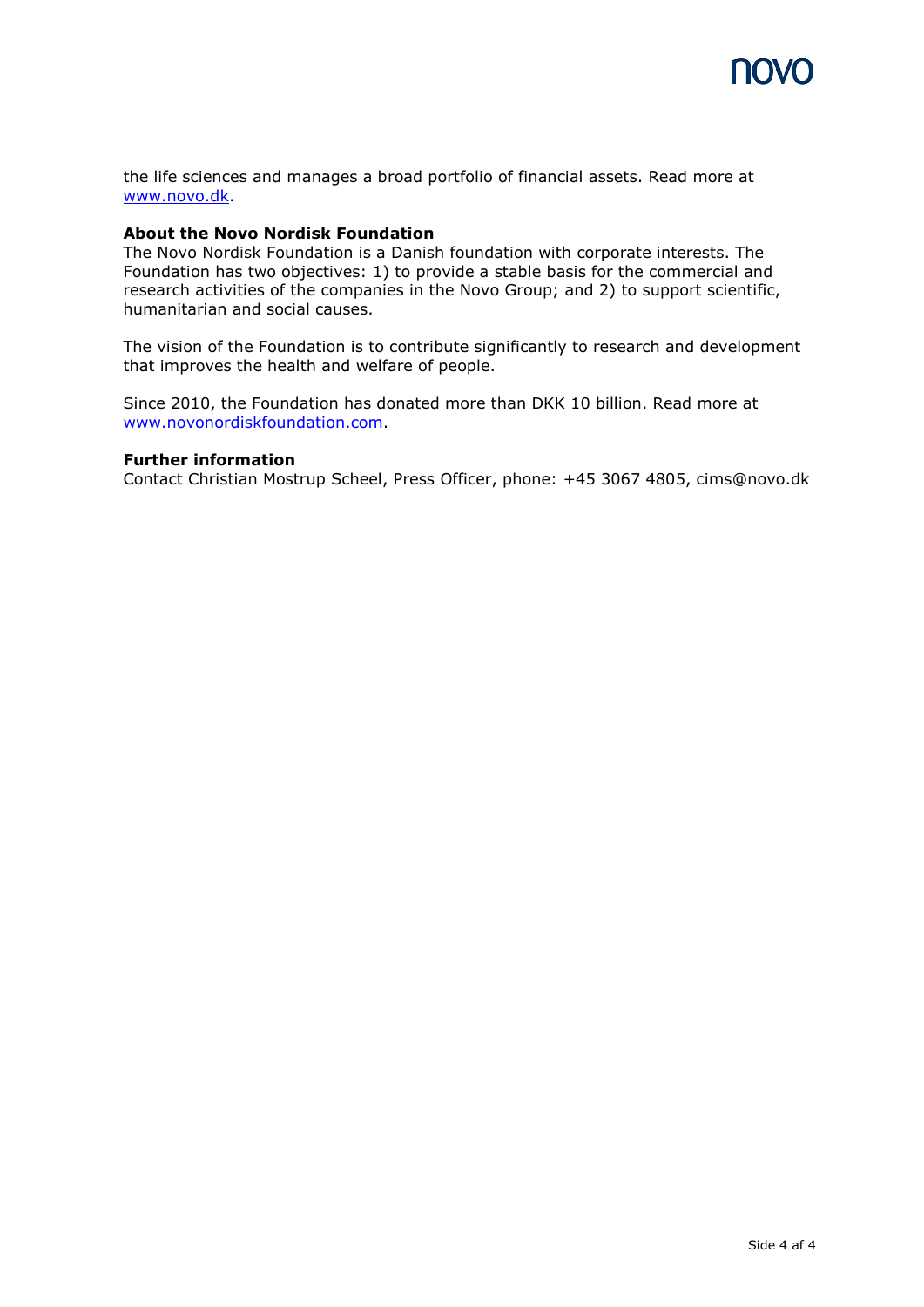the life sciences and manages a broad portfolio of financial assets. Read more at www.novo.dk.

**About the Novo Nordisk Foundation**
The Novo Nordisk Foundation is a Danish foundation with corporate interests. The Foundation has two objectives: 1) to provide a stable basis for the commercial and research activities of the companies in the Novo Group; and 2) to support scientific, humanitarian and social causes.

The vision of the Foundation is to contribute significantly to research and development that improves the health and welfare of people.

Since 2010, the Foundation has donated more than DKK 10 billion. Read more at www.novonordiskfoundation.com.

**Further information**
Contact Christian Mostrup Scheel, Press Officer, phone: +45 3067 4805, cims@novo.dk